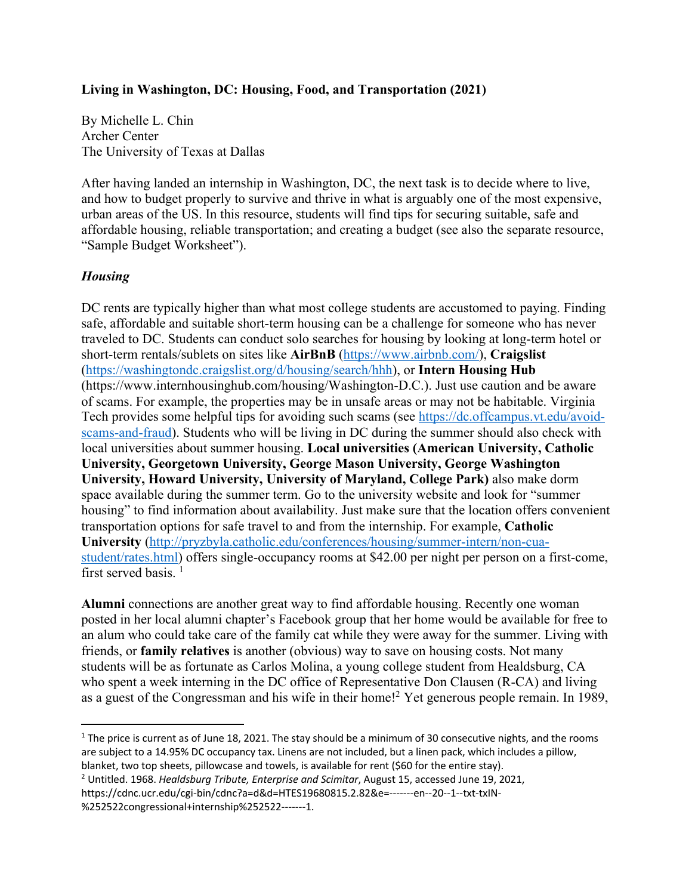**Living in Washington, DC: Housing, Food, and Transportation (2021)**

By Michelle L. Chin
Archer Center
The University of Texas at Dallas

After having landed an internship in Washington, DC, the next task is to decide where to live, and how to budget properly to survive and thrive in what is arguably one of the most expensive, urban areas of the US. In this resource, students will find tips for securing suitable, safe and affordable housing, reliable transportation; and creating a budget (see also the separate resource, "Sample Budget Worksheet").

## *Housing*

DC rents are typically higher than what most college students are accustomed to paying. Finding safe, affordable and suitable short-term housing can be a challenge for someone who has never traveled to DC. Students can conduct solo searches for housing by looking at long-term hotel or short-term rentals/sublets on sites like **AirBnB** (https://www.airbnb.com/), **Craigslist** (https://washingtondc.craigslist.org/d/housing/search/hhh), or **Intern Housing Hub** (https://www.internhousinghub.com/housing/Washington-D.C.). Just use caution and be aware of scams. For example, the properties may be in unsafe areas or may not be habitable. Virginia Tech provides some helpful tips for avoiding such scams (see https://dc.offcampus.vt.edu/avoid-scams-and-fraud). Students who will be living in DC during the summer should also check with local universities about summer housing. **Local universities (American University, Catholic University, Georgetown University, George Mason University, George Washington University, Howard University, University of Maryland, College Park)** also make dorm space available during the summer term. Go to the university website and look for "summer housing" to find information about availability. Just make sure that the location offers convenient transportation options for safe travel to and from the internship. For example, **Catholic University** (http://pryzbyla.catholic.edu/conferences/housing/summer-intern/non-cua-student/rates.html) offers single-occupancy rooms at $42.00 per night per person on a first-come, first served basis. [1]

**Alumni** connections are another great way to find affordable housing. Recently one woman posted in her local alumni chapter's Facebook group that her home would be available for free to an alum who could take care of the family cat while they were away for the summer. Living with friends, or **family relatives** is another (obvious) way to save on housing costs. Not many students will be as fortunate as Carlos Molina, a young college student from Healdsburg, CA who spent a week interning in the DC office of Representative Don Clausen (R-CA) and living as a guest of the Congressman and his wife in their home![2] Yet generous people remain. In 1989,

---

[1] The price is current as of June 18, 2021. The stay should be a minimum of 30 consecutive nights, and the rooms are subject to a 14.95% DC occupancy tax. Linens are not included, but a linen pack, which includes a pillow, blanket, two top sheets, pillowcase and towels, is available for rent ($60 for the entire stay).

[2] Untitled. 1968. *Healdsburg Tribute, Enterprise and Scimitar*, August 15, accessed June 19, 2021, https://cdnc.ucr.edu/cgi-bin/cdnc?a=d&d=HTES19680815.2.82&e=-------en--20--1--txt-txIN-%252522congressional+internship%252522-------1.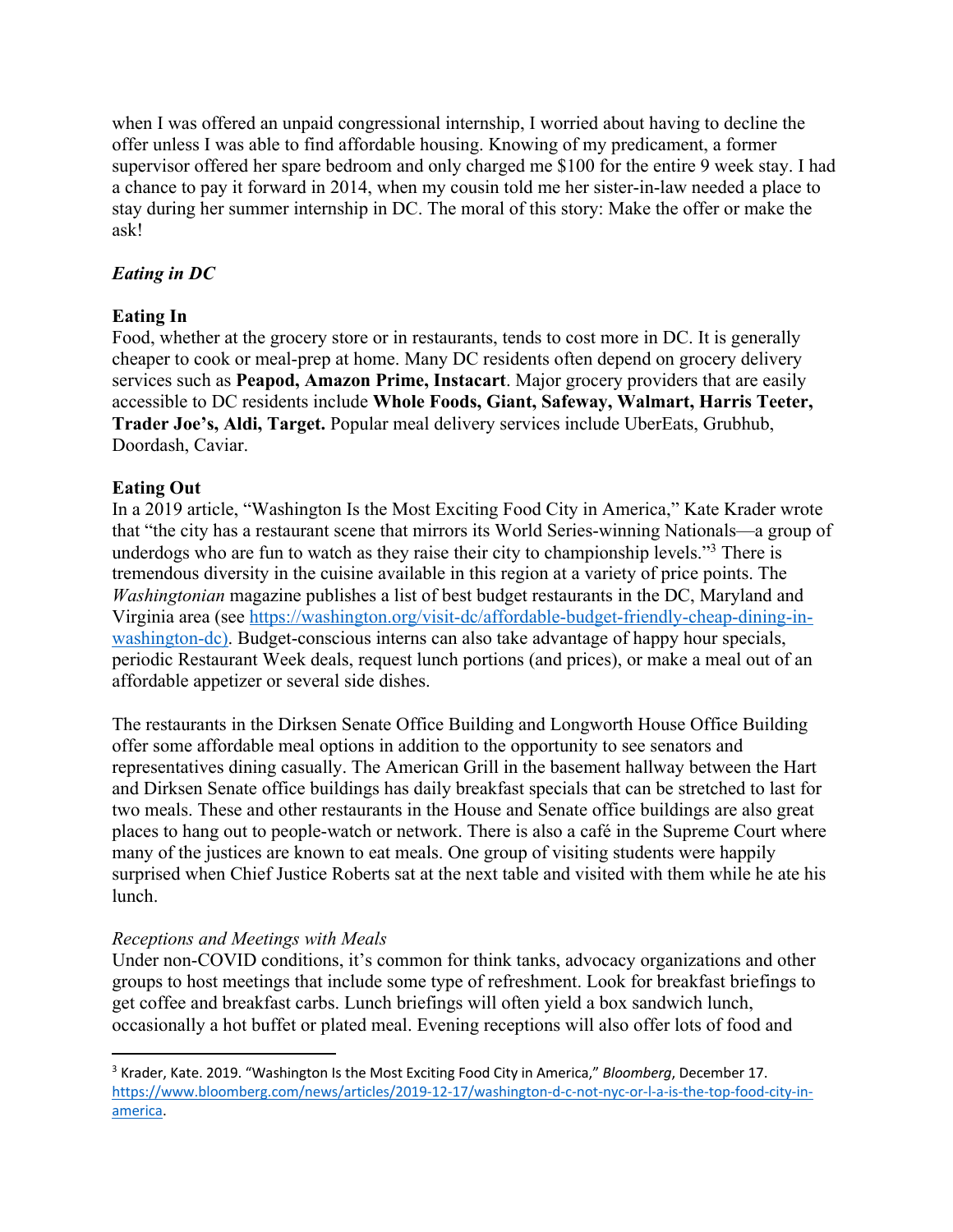when I was offered an unpaid congressional internship, I worried about having to decline the offer unless I was able to find affordable housing. Knowing of my predicament, a former supervisor offered her spare bedroom and only charged me $100 for the entire 9 week stay. I had a chance to pay it forward in 2014, when my cousin told me her sister-in-law needed a place to stay during her summer internship in DC. The moral of this story: Make the offer or make the ask!

***Eating in DC***

**Eating In**

Food, whether at the grocery store or in restaurants, tends to cost more in DC. It is generally cheaper to cook or meal-prep at home. Many DC residents often depend on grocery delivery services such as **Peapod, Amazon Prime, Instacart**. Major grocery providers that are easily accessible to DC residents include **Whole Foods, Giant, Safeway, Walmart, Harris Teeter, Trader Joe's, Aldi, Target.** Popular meal delivery services include UberEats, Grubhub, Doordash, Caviar.

**Eating Out**

In a 2019 article, "Washington Is the Most Exciting Food City in America," Kate Krader wrote that "the city has a restaurant scene that mirrors its World Series-winning Nationals—a group of underdogs who are fun to watch as they raise their city to championship levels."[3] There is tremendous diversity in the cuisine available in this region at a variety of price points. The *Washingtonian* magazine publishes a list of best budget restaurants in the DC, Maryland and Virginia area (see https://washington.org/visit-dc/affordable-budget-friendly-cheap-dining-in-washington-dc). Budget-conscious interns can also take advantage of happy hour specials, periodic Restaurant Week deals, request lunch portions (and prices), or make a meal out of an affordable appetizer or several side dishes.

The restaurants in the Dirksen Senate Office Building and Longworth House Office Building offer some affordable meal options in addition to the opportunity to see senators and representatives dining casually. The American Grill in the basement hallway between the Hart and Dirksen Senate office buildings has daily breakfast specials that can be stretched to last for two meals. These and other restaurants in the House and Senate office buildings are also great places to hang out to people-watch or network. There is also a café in the Supreme Court where many of the justices are known to eat meals. One group of visiting students were happily surprised when Chief Justice Roberts sat at the next table and visited with them while he ate his lunch.

*Receptions and Meetings with Meals*

Under non-COVID conditions, it's common for think tanks, advocacy organizations and other groups to host meetings that include some type of refreshment. Look for breakfast briefings to get coffee and breakfast carbs. Lunch briefings will often yield a box sandwich lunch, occasionally a hot buffet or plated meal. Evening receptions will also offer lots of food and

---

[3] Krader, Kate. 2019. "Washington Is the Most Exciting Food City in America," *Bloomberg*, December 17. https://www.bloomberg.com/news/articles/2019-12-17/washington-d-c-not-nyc-or-l-a-is-the-top-food-city-in-america.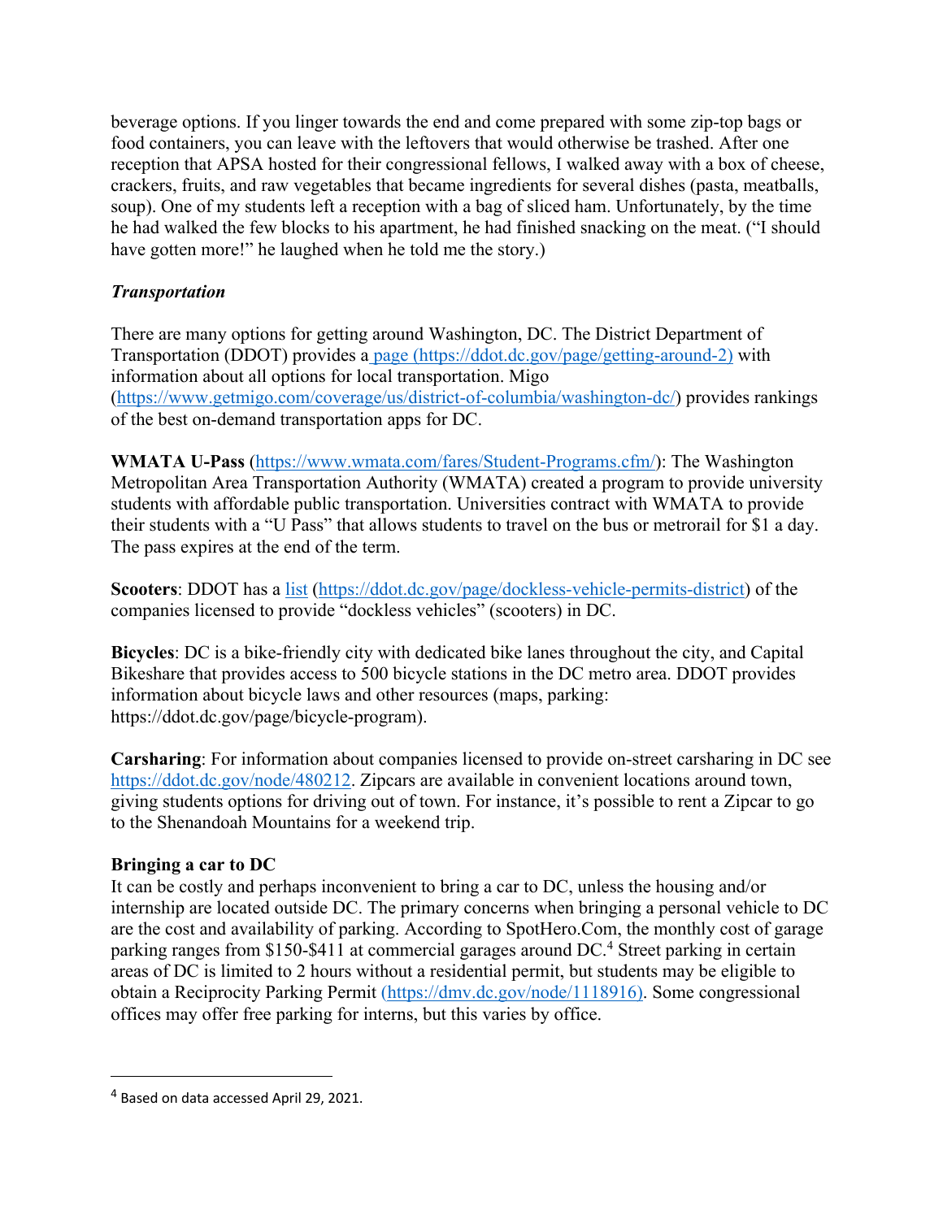beverage options. If you linger towards the end and come prepared with some zip-top bags or food containers, you can leave with the leftovers that would otherwise be trashed. After one reception that APSA hosted for their congressional fellows, I walked away with a box of cheese, crackers, fruits, and raw vegetables that became ingredients for several dishes (pasta, meatballs, soup). One of my students left a reception with a bag of sliced ham. Unfortunately, by the time he had walked the few blocks to his apartment, he had finished snacking on the meat. ("I should have gotten more!" he laughed when he told me the story.)

### *Transportation*

There are many options for getting around Washington, DC. The District Department of Transportation (DDOT) provides a [page (https://ddot.dc.gov/page/getting-around-2)](https://ddot.dc.gov/page/getting-around-2) with information about all options for local transportation. Migo ([https://www.getmigo.com/coverage/us/district-of-columbia/washington-dc/](https://www.getmigo.com/coverage/us/district-of-columbia/washington-dc/)) provides rankings of the best on-demand transportation apps for DC.

**WMATA U-Pass** ([https://www.wmata.com/fares/Student-Programs.cfm/](https://www.wmata.com/fares/Student-Programs.cfm/)): The Washington Metropolitan Area Transportation Authority (WMATA) created a program to provide university students with affordable public transportation. Universities contract with WMATA to provide their students with a "U Pass" that allows students to travel on the bus or metrorail for $1 a day. The pass expires at the end of the term.

**Scooters**: DDOT has a [list](https://ddot.dc.gov/page/dockless-vehicle-permits-district) ([https://ddot.dc.gov/page/dockless-vehicle-permits-district](https://ddot.dc.gov/page/dockless-vehicle-permits-district)) of the companies licensed to provide "dockless vehicles" (scooters) in DC.

**Bicycles**: DC is a bike-friendly city with dedicated bike lanes throughout the city, and Capital Bikeshare that provides access to 500 bicycle stations in the DC metro area. DDOT provides information about bicycle laws and other resources (maps, parking: https://ddot.dc.gov/page/bicycle-program).

**Carsharing**: For information about companies licensed to provide on-street carsharing in DC see [https://ddot.dc.gov/node/480212](https://ddot.dc.gov/node/480212). Zipcars are available in convenient locations around town, giving students options for driving out of town. For instance, it's possible to rent a Zipcar to go to the Shenandoah Mountains for a weekend trip.

**Bringing a car to DC**

It can be costly and perhaps inconvenient to bring a car to DC, unless the housing and/or internship are located outside DC. The primary concerns when bringing a personal vehicle to DC are the cost and availability of parking. According to SpotHero.Com, the monthly cost of garage parking ranges from $150-$411 at commercial garages around DC.[4] Street parking in certain areas of DC is limited to 2 hours without a residential permit, but students may be eligible to obtain a Reciprocity Parking Permit [(https://dmv.dc.gov/node/1118916)](https://dmv.dc.gov/node/1118916). Some congressional offices may offer free parking for interns, but this varies by office.

[4] Based on data accessed April 29, 2021.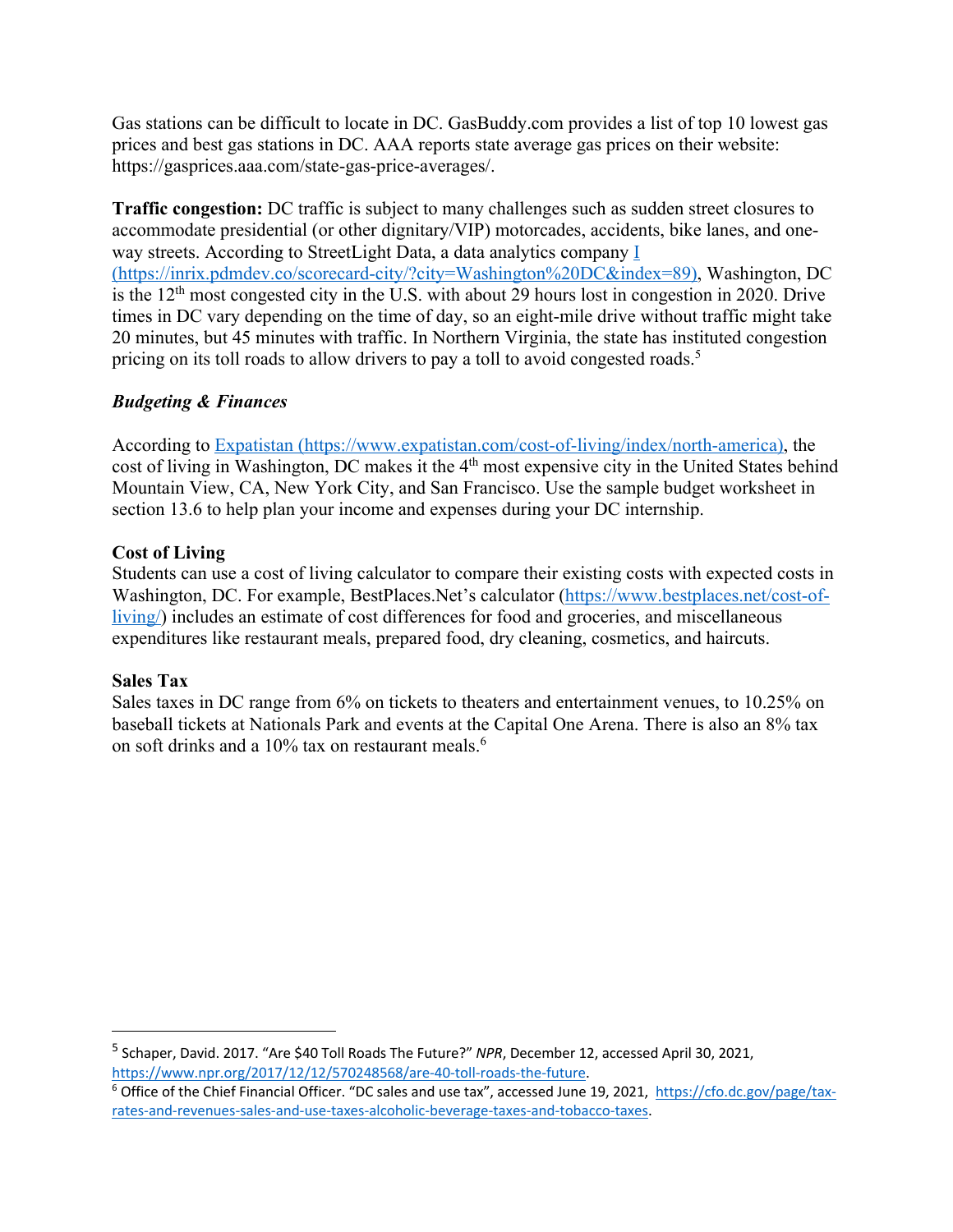Gas stations can be difficult to locate in DC. GasBuddy.com provides a list of top 10 lowest gas prices and best gas stations in DC. AAA reports state average gas prices on their website: https://gasprices.aaa.com/state-gas-price-averages/.

**Traffic congestion:** DC traffic is subject to many challenges such as sudden street closures to accommodate presidential (or other dignitary/VIP) motorcades, accidents, bike lanes, and one-way streets. According to StreetLight Data, a data analytics company [I (https://inrix.pdmdev.co/scorecard-city/?city=Washington%20DC&index=89)](https://inrix.pdmdev.co/scorecard-city/?city=Washington%20DC&index=89), Washington, DC is the 12th most congested city in the U.S. with about 29 hours lost in congestion in 2020. Drive times in DC vary depending on the time of day, so an eight-mile drive without traffic might take 20 minutes, but 45 minutes with traffic. In Northern Virginia, the state has instituted congestion pricing on its toll roads to allow drivers to pay a toll to avoid congested roads.[5]

### *Budgeting & Finances*

According to [Expatistan (https://www.expatistan.com/cost-of-living/index/north-america)](https://www.expatistan.com/cost-of-living/index/north-america), the cost of living in Washington, DC makes it the 4th most expensive city in the United States behind Mountain View, CA, New York City, and San Francisco. Use the sample budget worksheet in section 13.6 to help plan your income and expenses during your DC internship.

**Cost of Living**

Students can use a cost of living calculator to compare their existing costs with expected costs in Washington, DC. For example, BestPlaces.Net's calculator ([https://www.bestplaces.net/cost-of-living/](https://www.bestplaces.net/cost-of-living/)) includes an estimate of cost differences for food and groceries, and miscellaneous expenditures like restaurant meals, prepared food, dry cleaning, cosmetics, and haircuts.

**Sales Tax**

Sales taxes in DC range from 6% on tickets to theaters and entertainment venues, to 10.25% on baseball tickets at Nationals Park and events at the Capital One Arena. There is also an 8% tax on soft drinks and a 10% tax on restaurant meals.[6]

---

[5] Schaper, David. 2017. "Are $40 Toll Roads The Future?" *NPR*, December 12, accessed April 30, 2021, https://www.npr.org/2017/12/12/570248568/are-40-toll-roads-the-future.

[6] Office of the Chief Financial Officer. "DC sales and use tax", accessed June 19, 2021, https://cfo.dc.gov/page/tax-rates-and-revenues-sales-and-use-taxes-alcoholic-beverage-taxes-and-tobacco-taxes.